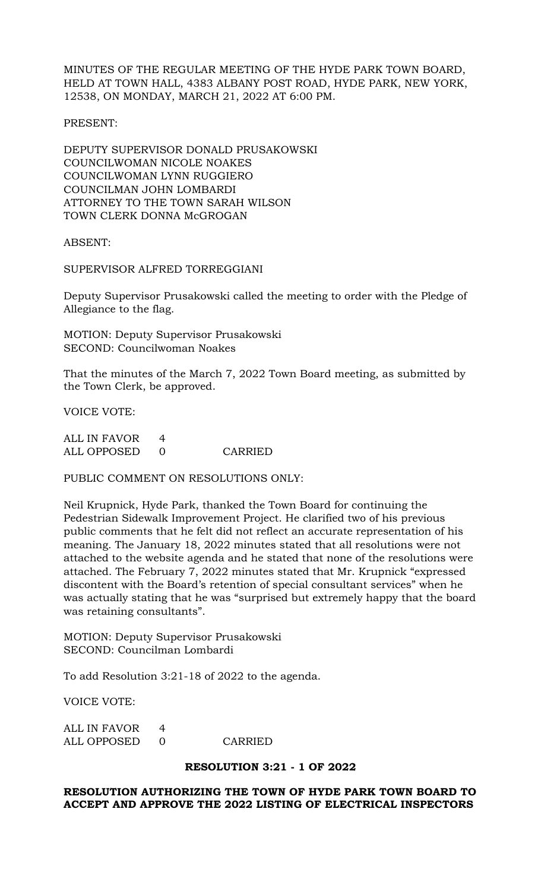MINUTES OF THE REGULAR MEETING OF THE HYDE PARK TOWN BOARD, HELD AT TOWN HALL, 4383 ALBANY POST ROAD, HYDE PARK, NEW YORK, 12538, ON MONDAY, MARCH 21, 2022 AT 6:00 PM.

PRESENT:

DEPUTY SUPERVISOR DONALD PRUSAKOWSKI
COUNCILWOMAN NICOLE NOAKES
COUNCILWOMAN LYNN RUGGIERO
COUNCILMAN JOHN LOMBARDI
ATTORNEY TO THE TOWN SARAH WILSON
TOWN CLERK DONNA McGROGAN

ABSENT:

SUPERVISOR ALFRED TORREGGIANI

Deputy Supervisor Prusakowski called the meeting to order with the Pledge of Allegiance to the flag.

MOTION: Deputy Supervisor Prusakowski
SECOND: Councilwoman Noakes

That the minutes of the March 7, 2022 Town Board meeting, as submitted by the Town Clerk, be approved.

VOICE VOTE:

| | | |
|---|---|---|
| ALL IN FAVOR | 4 | |
| ALL OPPOSED | 0 | CARRIED |

PUBLIC COMMENT ON RESOLUTIONS ONLY:

Neil Krupnick, Hyde Park, thanked the Town Board for continuing the Pedestrian Sidewalk Improvement Project. He clarified two of his previous public comments that he felt did not reflect an accurate representation of his meaning. The January 18, 2022 minutes stated that all resolutions were not attached to the website agenda and he stated that none of the resolutions were attached. The February 7, 2022 minutes stated that Mr. Krupnick "expressed discontent with the Board's retention of special consultant services" when he was actually stating that he was "surprised but extremely happy that the board was retaining consultants".

MOTION: Deputy Supervisor Prusakowski
SECOND: Councilman Lombardi

To add Resolution 3:21-18 of 2022 to the agenda.

VOICE VOTE:

| | | |
|---|---|---|
| ALL IN FAVOR | 4 | |
| ALL OPPOSED | 0 | CARRIED |

**RESOLUTION 3:21 - 1 OF 2022**

**RESOLUTION AUTHORIZING THE TOWN OF HYDE PARK TOWN BOARD TO ACCEPT AND APPROVE THE 2022 LISTING OF ELECTRICAL INSPECTORS**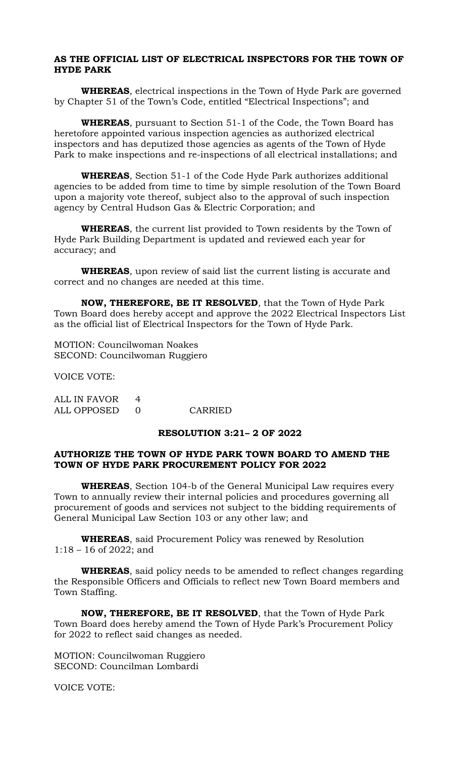**AS THE OFFICIAL LIST OF ELECTRICAL INSPECTORS FOR THE TOWN OF HYDE PARK**

**WHEREAS**, electrical inspections in the Town of Hyde Park are governed by Chapter 51 of the Town's Code, entitled "Electrical Inspections"; and

**WHEREAS**, pursuant to Section 51-1 of the Code, the Town Board has heretofore appointed various inspection agencies as authorized electrical inspectors and has deputized those agencies as agents of the Town of Hyde Park to make inspections and re-inspections of all electrical installations; and

**WHEREAS**, Section 51-1 of the Code Hyde Park authorizes additional agencies to be added from time to time by simple resolution of the Town Board upon a majority vote thereof, subject also to the approval of such inspection agency by Central Hudson Gas & Electric Corporation; and

**WHEREAS**, the current list provided to Town residents by the Town of Hyde Park Building Department is updated and reviewed each year for accuracy; and

**WHEREAS**, upon review of said list the current listing is accurate and correct and no changes are needed at this time.

**NOW, THEREFORE, BE IT RESOLVED**, that the Town of Hyde Park Town Board does hereby accept and approve the 2022 Electrical Inspectors List as the official list of Electrical Inspectors for the Town of Hyde Park.

MOTION: Councilwoman Noakes
SECOND: Councilwoman Ruggiero

VOICE VOTE:

ALL IN FAVOR 4
ALL OPPOSED 0 CARRIED

**RESOLUTION 3:21– 2 OF 2022**

**AUTHORIZE THE TOWN OF HYDE PARK TOWN BOARD TO AMEND THE TOWN OF HYDE PARK PROCUREMENT POLICY FOR 2022**

**WHEREAS**, Section 104-b of the General Municipal Law requires every Town to annually review their internal policies and procedures governing all procurement of goods and services not subject to the bidding requirements of General Municipal Law Section 103 or any other law; and

**WHEREAS**, said Procurement Policy was renewed by Resolution 1:18 – 16 of 2022; and

**WHEREAS**, said policy needs to be amended to reflect changes regarding the Responsible Officers and Officials to reflect new Town Board members and Town Staffing.

**NOW, THEREFORE, BE IT RESOLVED**, that the Town of Hyde Park Town Board does hereby amend the Town of Hyde Park's Procurement Policy for 2022 to reflect said changes as needed.

MOTION: Councilwoman Ruggiero
SECOND: Councilman Lombardi

VOICE VOTE: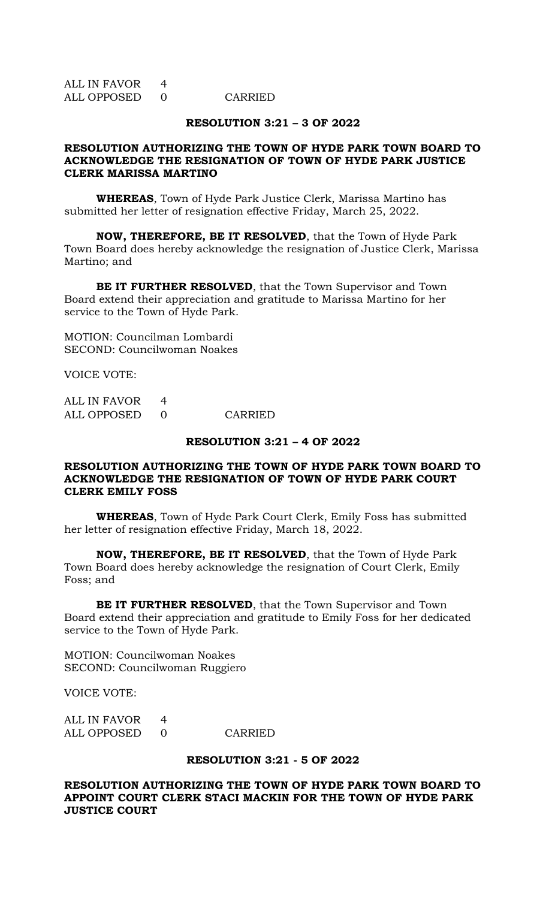ALL IN FAVOR 4
ALL OPPOSED 0 CARRIED

**RESOLUTION 3:21 – 3 OF 2022**

**RESOLUTION AUTHORIZING THE TOWN OF HYDE PARK TOWN BOARD TO ACKNOWLEDGE THE RESIGNATION OF TOWN OF HYDE PARK JUSTICE CLERK MARISSA MARTINO**

**WHEREAS**, Town of Hyde Park Justice Clerk, Marissa Martino has submitted her letter of resignation effective Friday, March 25, 2022.

**NOW, THEREFORE, BE IT RESOLVED**, that the Town of Hyde Park Town Board does hereby acknowledge the resignation of Justice Clerk, Marissa Martino; and

**BE IT FURTHER RESOLVED**, that the Town Supervisor and Town Board extend their appreciation and gratitude to Marissa Martino for her service to the Town of Hyde Park.

MOTION: Councilman Lombardi
SECOND: Councilwoman Noakes

VOICE VOTE:

ALL IN FAVOR 4
ALL OPPOSED 0 CARRIED

**RESOLUTION 3:21 – 4 OF 2022**

**RESOLUTION AUTHORIZING THE TOWN OF HYDE PARK TOWN BOARD TO ACKNOWLEDGE THE RESIGNATION OF TOWN OF HYDE PARK COURT CLERK EMILY FOSS**

**WHEREAS**, Town of Hyde Park Court Clerk, Emily Foss has submitted her letter of resignation effective Friday, March 18, 2022.

**NOW, THEREFORE, BE IT RESOLVED**, that the Town of Hyde Park Town Board does hereby acknowledge the resignation of Court Clerk, Emily Foss; and

**BE IT FURTHER RESOLVED**, that the Town Supervisor and Town Board extend their appreciation and gratitude to Emily Foss for her dedicated service to the Town of Hyde Park.

MOTION: Councilwoman Noakes
SECOND: Councilwoman Ruggiero

VOICE VOTE:

ALL IN FAVOR 4
ALL OPPOSED 0 CARRIED

**RESOLUTION 3:21 - 5 OF 2022**

**RESOLUTION AUTHORIZING THE TOWN OF HYDE PARK TOWN BOARD TO APPOINT COURT CLERK STACI MACKIN FOR THE TOWN OF HYDE PARK JUSTICE COURT**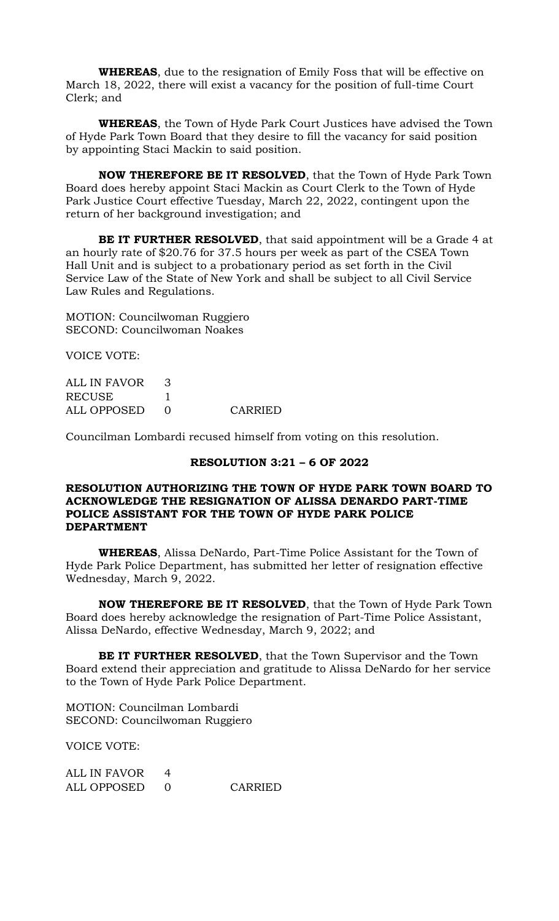**WHEREAS**, due to the resignation of Emily Foss that will be effective on March 18, 2022, there will exist a vacancy for the position of full-time Court Clerk; and

**WHEREAS**, the Town of Hyde Park Court Justices have advised the Town of Hyde Park Town Board that they desire to fill the vacancy for said position by appointing Staci Mackin to said position.

**NOW THEREFORE BE IT RESOLVED**, that the Town of Hyde Park Town Board does hereby appoint Staci Mackin as Court Clerk to the Town of Hyde Park Justice Court effective Tuesday, March 22, 2022, contingent upon the return of her background investigation; and

**BE IT FURTHER RESOLVED**, that said appointment will be a Grade 4 at an hourly rate of $20.76 for 37.5 hours per week as part of the CSEA Town Hall Unit and is subject to a probationary period as set forth in the Civil Service Law of the State of New York and shall be subject to all Civil Service Law Rules and Regulations.

MOTION: Councilwoman Ruggiero
SECOND: Councilwoman Noakes

VOICE VOTE:

| | | |
|---|---|---|
| ALL IN FAVOR | 3 | |
| RECUSE | 1 | |
| ALL OPPOSED | 0 | CARRIED |

Councilman Lombardi recused himself from voting on this resolution.

**RESOLUTION 3:21 – 6 OF 2022**

**RESOLUTION AUTHORIZING THE TOWN OF HYDE PARK TOWN BOARD TO ACKNOWLEDGE THE RESIGNATION OF ALISSA DENARDO PART-TIME POLICE ASSISTANT FOR THE TOWN OF HYDE PARK POLICE DEPARTMENT**

**WHEREAS**, Alissa DeNardo, Part-Time Police Assistant for the Town of Hyde Park Police Department, has submitted her letter of resignation effective Wednesday, March 9, 2022.

**NOW THEREFORE BE IT RESOLVED**, that the Town of Hyde Park Town Board does hereby acknowledge the resignation of Part-Time Police Assistant, Alissa DeNardo, effective Wednesday, March 9, 2022; and

**BE IT FURTHER RESOLVED**, that the Town Supervisor and the Town Board extend their appreciation and gratitude to Alissa DeNardo for her service to the Town of Hyde Park Police Department.

MOTION: Councilman Lombardi
SECOND: Councilwoman Ruggiero

VOICE VOTE:

| | | |
|---|---|---|
| ALL IN FAVOR | 4 | |
| ALL OPPOSED | 0 | CARRIED |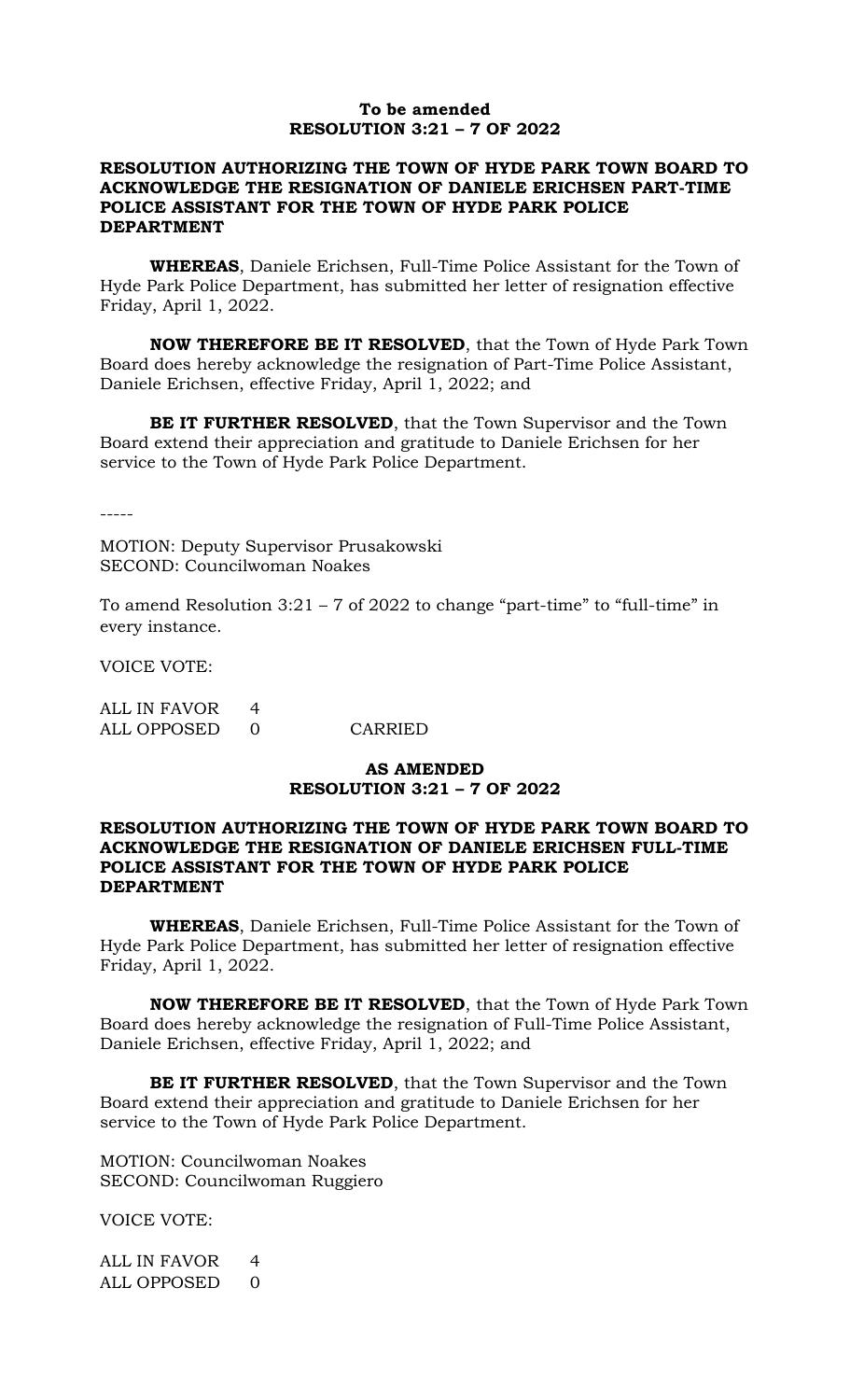**To be amended**
**RESOLUTION 3:21 – 7 OF 2022**

**RESOLUTION AUTHORIZING THE TOWN OF HYDE PARK TOWN BOARD TO ACKNOWLEDGE THE RESIGNATION OF DANIELE ERICHSEN PART-TIME POLICE ASSISTANT FOR THE TOWN OF HYDE PARK POLICE DEPARTMENT**

**WHEREAS**, Daniele Erichsen, Full-Time Police Assistant for the Town of Hyde Park Police Department, has submitted her letter of resignation effective Friday, April 1, 2022.

**NOW THEREFORE BE IT RESOLVED**, that the Town of Hyde Park Town Board does hereby acknowledge the resignation of Part-Time Police Assistant, Daniele Erichsen, effective Friday, April 1, 2022; and

**BE IT FURTHER RESOLVED**, that the Town Supervisor and the Town Board extend their appreciation and gratitude to Daniele Erichsen for her service to the Town of Hyde Park Police Department.

-----

MOTION: Deputy Supervisor Prusakowski
SECOND: Councilwoman Noakes

To amend Resolution 3:21 – 7 of 2022 to change "part-time" to "full-time" in every instance.

VOICE VOTE:

ALL IN FAVOR 4
ALL OPPOSED 0 CARRIED

**AS AMENDED**
**RESOLUTION 3:21 – 7 OF 2022**

**RESOLUTION AUTHORIZING THE TOWN OF HYDE PARK TOWN BOARD TO ACKNOWLEDGE THE RESIGNATION OF DANIELE ERICHSEN FULL-TIME POLICE ASSISTANT FOR THE TOWN OF HYDE PARK POLICE DEPARTMENT**

**WHEREAS**, Daniele Erichsen, Full-Time Police Assistant for the Town of Hyde Park Police Department, has submitted her letter of resignation effective Friday, April 1, 2022.

**NOW THEREFORE BE IT RESOLVED**, that the Town of Hyde Park Town Board does hereby acknowledge the resignation of Full-Time Police Assistant, Daniele Erichsen, effective Friday, April 1, 2022; and

**BE IT FURTHER RESOLVED**, that the Town Supervisor and the Town Board extend their appreciation and gratitude to Daniele Erichsen for her service to the Town of Hyde Park Police Department.

MOTION: Councilwoman Noakes
SECOND: Councilwoman Ruggiero

VOICE VOTE:

ALL IN FAVOR 4
ALL OPPOSED 0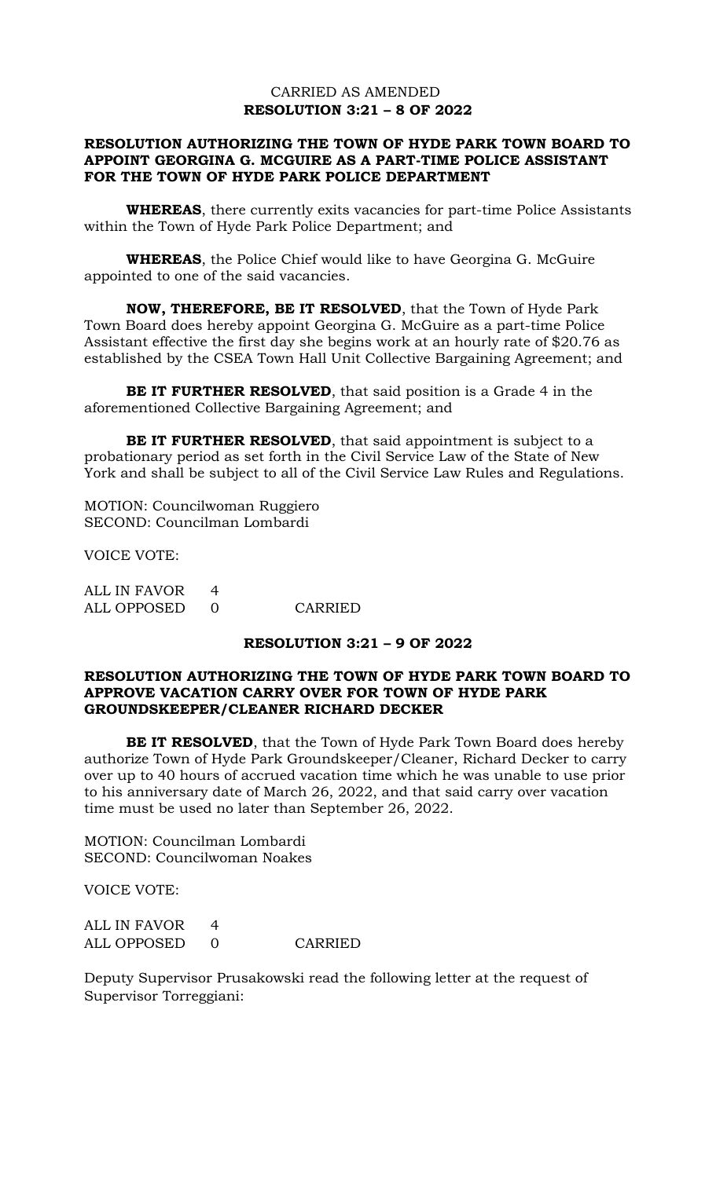CARRIED AS AMENDED

**RESOLUTION 3:21 – 8 OF 2022**

**RESOLUTION AUTHORIZING THE TOWN OF HYDE PARK TOWN BOARD TO APPOINT GEORGINA G. MCGUIRE AS A PART-TIME POLICE ASSISTANT FOR THE TOWN OF HYDE PARK POLICE DEPARTMENT**

**WHEREAS**, there currently exits vacancies for part-time Police Assistants within the Town of Hyde Park Police Department; and

**WHEREAS**, the Police Chief would like to have Georgina G. McGuire appointed to one of the said vacancies.

**NOW, THEREFORE, BE IT RESOLVED**, that the Town of Hyde Park Town Board does hereby appoint Georgina G. McGuire as a part-time Police Assistant effective the first day she begins work at an hourly rate of $20.76 as established by the CSEA Town Hall Unit Collective Bargaining Agreement; and

**BE IT FURTHER RESOLVED**, that said position is a Grade 4 in the aforementioned Collective Bargaining Agreement; and

**BE IT FURTHER RESOLVED**, that said appointment is subject to a probationary period as set forth in the Civil Service Law of the State of New York and shall be subject to all of the Civil Service Law Rules and Regulations.

MOTION: Councilwoman Ruggiero
SECOND: Councilman Lombardi

VOICE VOTE:

ALL IN FAVOR 4
ALL OPPOSED 0 CARRIED

**RESOLUTION 3:21 – 9 OF 2022**

**RESOLUTION AUTHORIZING THE TOWN OF HYDE PARK TOWN BOARD TO APPROVE VACATION CARRY OVER FOR TOWN OF HYDE PARK GROUNDSKEEPER/CLEANER RICHARD DECKER**

**BE IT RESOLVED**, that the Town of Hyde Park Town Board does hereby authorize Town of Hyde Park Groundskeeper/Cleaner, Richard Decker to carry over up to 40 hours of accrued vacation time which he was unable to use prior to his anniversary date of March 26, 2022, and that said carry over vacation time must be used no later than September 26, 2022.

MOTION: Councilman Lombardi
SECOND: Councilwoman Noakes

VOICE VOTE:

ALL IN FAVOR 4
ALL OPPOSED 0 CARRIED

Deputy Supervisor Prusakowski read the following letter at the request of Supervisor Torreggiani: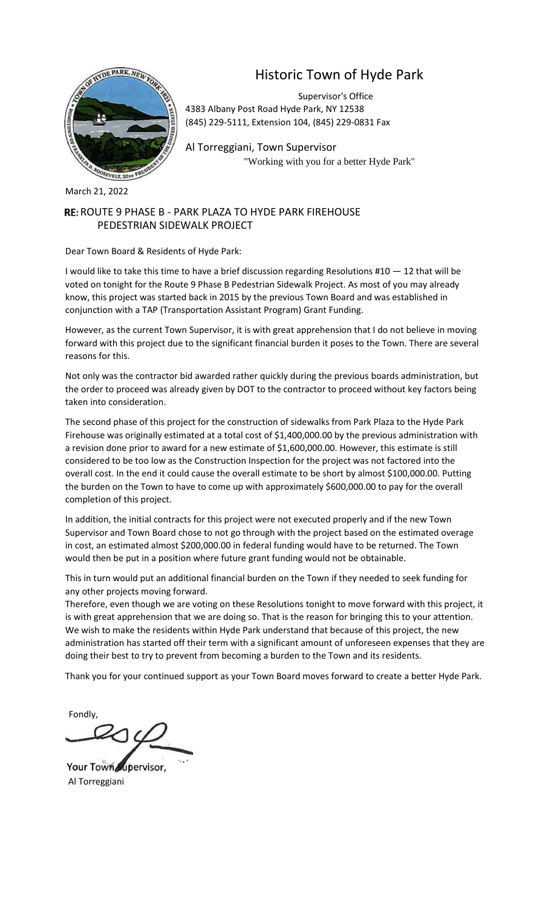# Historic Town of Hyde Park

Supervisor's Office
4383 Albany Post Road Hyde Park, NY 12538
(845) 229-5111, Extension 104, (845) 229-0831 Fax

Al Torreggiani, Town Supervisor
"Working with you for a better Hyde Park"

March 21, 2022

**RE:** ROUTE 9 PHASE B - PARK PLAZA TO HYDE PARK FIREHOUSE PEDESTRIAN SIDEWALK PROJECT

Dear Town Board & Residents of Hyde Park:

I would like to take this time to have a brief discussion regarding Resolutions #10 — 12 that will be voted on tonight for the Route 9 Phase B Pedestrian Sidewalk Project. As most of you may already know, this project was started back in 2015 by the previous Town Board and was established in conjunction with a TAP (Transportation Assistant Program) Grant Funding.

However, as the current Town Supervisor, it is with great apprehension that I do not believe in moving forward with this project due to the significant financial burden it poses to the Town. There are several reasons for this.

Not only was the contractor bid awarded rather quickly during the previous boards administration, but the order to proceed was already given by DOT to the contractor to proceed without key factors being taken into consideration.

The second phase of this project for the construction of sidewalks from Park Plaza to the Hyde Park Firehouse was originally estimated at a total cost of $1,400,000.00 by the previous administration with a revision done prior to award for a new estimate of $1,600,000.00. However, this estimate is still considered to be too low as the Construction Inspection for the project was not factored into the overall cost. In the end it could cause the overall estimate to be short by almost $100,000.00. Putting the burden on the Town to have to come up with approximately $600,000.00 to pay for the overall completion of this project.

In addition, the initial contracts for this project were not executed properly and if the new Town Supervisor and Town Board chose to not go through with the project based on the estimated overage in cost, an estimated almost $200,000.00 in federal funding would have to be returned. The Town would then be put in a position where future grant funding would not be obtainable.

This in turn would put an additional financial burden on the Town if they needed to seek funding for any other projects moving forward.

Therefore, even though we are voting on these Resolutions tonight to move forward with this project, it is with great apprehension that we are doing so. That is the reason for bringing this to your attention. We wish to make the residents within Hyde Park understand that because of this project, the new administration has started off their term with a significant amount of unforeseen expenses that they are doing their best to try to prevent from becoming a burden to the Town and its residents.

Thank you for your continued support as your Town Board moves forward to create a better Hyde Park.

Fondly,

Your Town Supervisor,
Al Torreggiani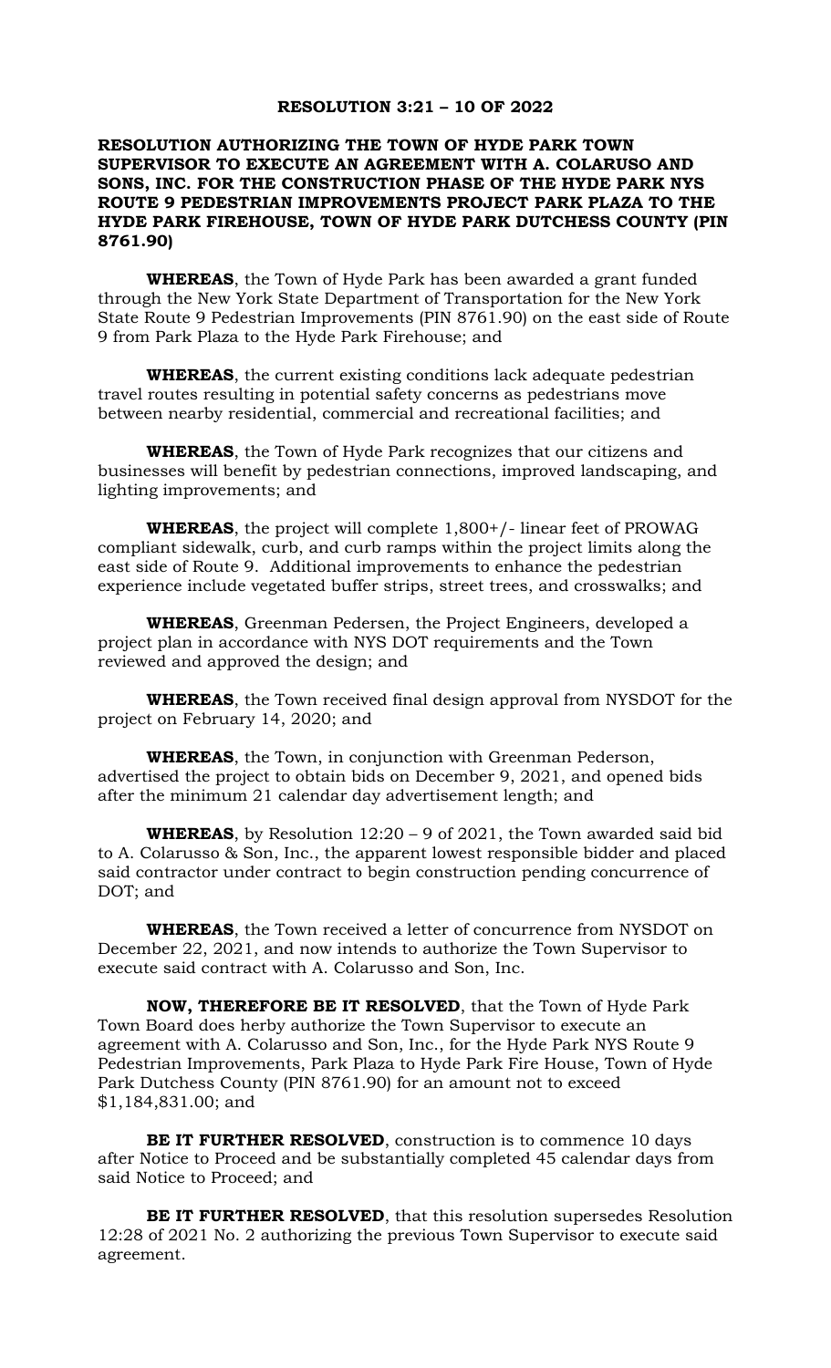**RESOLUTION 3:21 – 10 OF 2022**

**RESOLUTION AUTHORIZING THE TOWN OF HYDE PARK TOWN SUPERVISOR TO EXECUTE AN AGREEMENT WITH A. COLARUSO AND SONS, INC. FOR THE CONSTRUCTION PHASE OF THE HYDE PARK NYS ROUTE 9 PEDESTRIAN IMPROVEMENTS PROJECT PARK PLAZA TO THE HYDE PARK FIREHOUSE, TOWN OF HYDE PARK DUTCHESS COUNTY (PIN 8761.90)**

**WHEREAS**, the Town of Hyde Park has been awarded a grant funded through the New York State Department of Transportation for the New York State Route 9 Pedestrian Improvements (PIN 8761.90) on the east side of Route 9 from Park Plaza to the Hyde Park Firehouse; and

**WHEREAS**, the current existing conditions lack adequate pedestrian travel routes resulting in potential safety concerns as pedestrians move between nearby residential, commercial and recreational facilities; and

**WHEREAS**, the Town of Hyde Park recognizes that our citizens and businesses will benefit by pedestrian connections, improved landscaping, and lighting improvements; and

**WHEREAS**, the project will complete 1,800+/- linear feet of PROWAG compliant sidewalk, curb, and curb ramps within the project limits along the east side of Route 9. Additional improvements to enhance the pedestrian experience include vegetated buffer strips, street trees, and crosswalks; and

**WHEREAS**, Greenman Pedersen, the Project Engineers, developed a project plan in accordance with NYS DOT requirements and the Town reviewed and approved the design; and

**WHEREAS**, the Town received final design approval from NYSDOT for the project on February 14, 2020; and

**WHEREAS**, the Town, in conjunction with Greenman Pederson, advertised the project to obtain bids on December 9, 2021, and opened bids after the minimum 21 calendar day advertisement length; and

**WHEREAS**, by Resolution 12:20 – 9 of 2021, the Town awarded said bid to A. Colarusso & Son, Inc., the apparent lowest responsible bidder and placed said contractor under contract to begin construction pending concurrence of DOT; and

**WHEREAS**, the Town received a letter of concurrence from NYSDOT on December 22, 2021, and now intends to authorize the Town Supervisor to execute said contract with A. Colarusso and Son, Inc.

**NOW, THEREFORE BE IT RESOLVED**, that the Town of Hyde Park Town Board does herby authorize the Town Supervisor to execute an agreement with A. Colarusso and Son, Inc., for the Hyde Park NYS Route 9 Pedestrian Improvements, Park Plaza to Hyde Park Fire House, Town of Hyde Park Dutchess County (PIN 8761.90) for an amount not to exceed $1,184,831.00; and

**BE IT FURTHER RESOLVED**, construction is to commence 10 days after Notice to Proceed and be substantially completed 45 calendar days from said Notice to Proceed; and

**BE IT FURTHER RESOLVED**, that this resolution supersedes Resolution 12:28 of 2021 No. 2 authorizing the previous Town Supervisor to execute said agreement.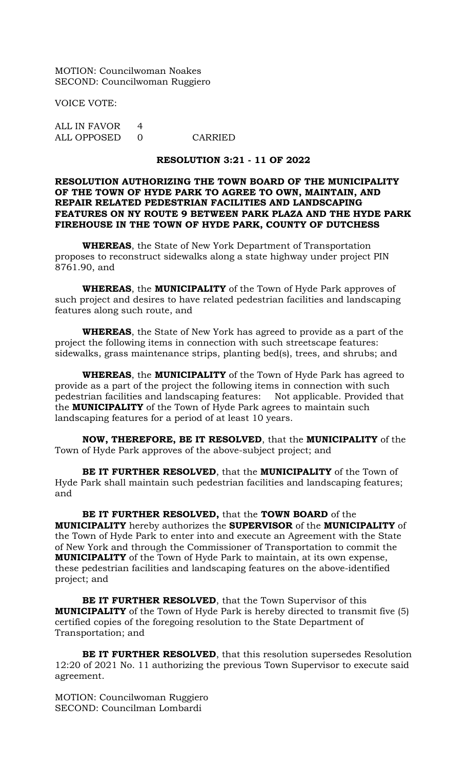MOTION: Councilwoman Noakes
SECOND: Councilwoman Ruggiero

VOICE VOTE:

ALL IN FAVOR 4
ALL OPPOSED 0 CARRIED

**RESOLUTION 3:21 - 11 OF 2022**

**RESOLUTION AUTHORIZING THE TOWN BOARD OF THE MUNICIPALITY OF THE TOWN OF HYDE PARK TO AGREE TO OWN, MAINTAIN, AND REPAIR RELATED PEDESTRIAN FACILITIES AND LANDSCAPING FEATURES ON NY ROUTE 9 BETWEEN PARK PLAZA AND THE HYDE PARK FIREHOUSE IN THE TOWN OF HYDE PARK, COUNTY OF DUTCHESS**

**WHEREAS**, the State of New York Department of Transportation proposes to reconstruct sidewalks along a state highway under project PIN 8761.90, and

**WHEREAS**, the **MUNICIPALITY** of the Town of Hyde Park approves of such project and desires to have related pedestrian facilities and landscaping features along such route, and

**WHEREAS**, the State of New York has agreed to provide as a part of the project the following items in connection with such streetscape features: sidewalks, grass maintenance strips, planting bed(s), trees, and shrubs; and

**WHEREAS**, the **MUNICIPALITY** of the Town of Hyde Park has agreed to provide as a part of the project the following items in connection with such pedestrian facilities and landscaping features: Not applicable. Provided that the **MUNICIPALITY** of the Town of Hyde Park agrees to maintain such landscaping features for a period of at least 10 years.

**NOW, THEREFORE, BE IT RESOLVED**, that the **MUNICIPALITY** of the Town of Hyde Park approves of the above-subject project; and

**BE IT FURTHER RESOLVED**, that the **MUNICIPALITY** of the Town of Hyde Park shall maintain such pedestrian facilities and landscaping features; and

**BE IT FURTHER RESOLVED,** that the **TOWN BOARD** of the **MUNICIPALITY** hereby authorizes the **SUPERVISOR** of the **MUNICIPALITY** of the Town of Hyde Park to enter into and execute an Agreement with the State of New York and through the Commissioner of Transportation to commit the **MUNICIPALITY** of the Town of Hyde Park to maintain, at its own expense, these pedestrian facilities and landscaping features on the above-identified project; and

**BE IT FURTHER RESOLVED**, that the Town Supervisor of this **MUNICIPALITY** of the Town of Hyde Park is hereby directed to transmit five (5) certified copies of the foregoing resolution to the State Department of Transportation; and

**BE IT FURTHER RESOLVED**, that this resolution supersedes Resolution 12:20 of 2021 No. 11 authorizing the previous Town Supervisor to execute said agreement.

MOTION: Councilwoman Ruggiero
SECOND: Councilman Lombardi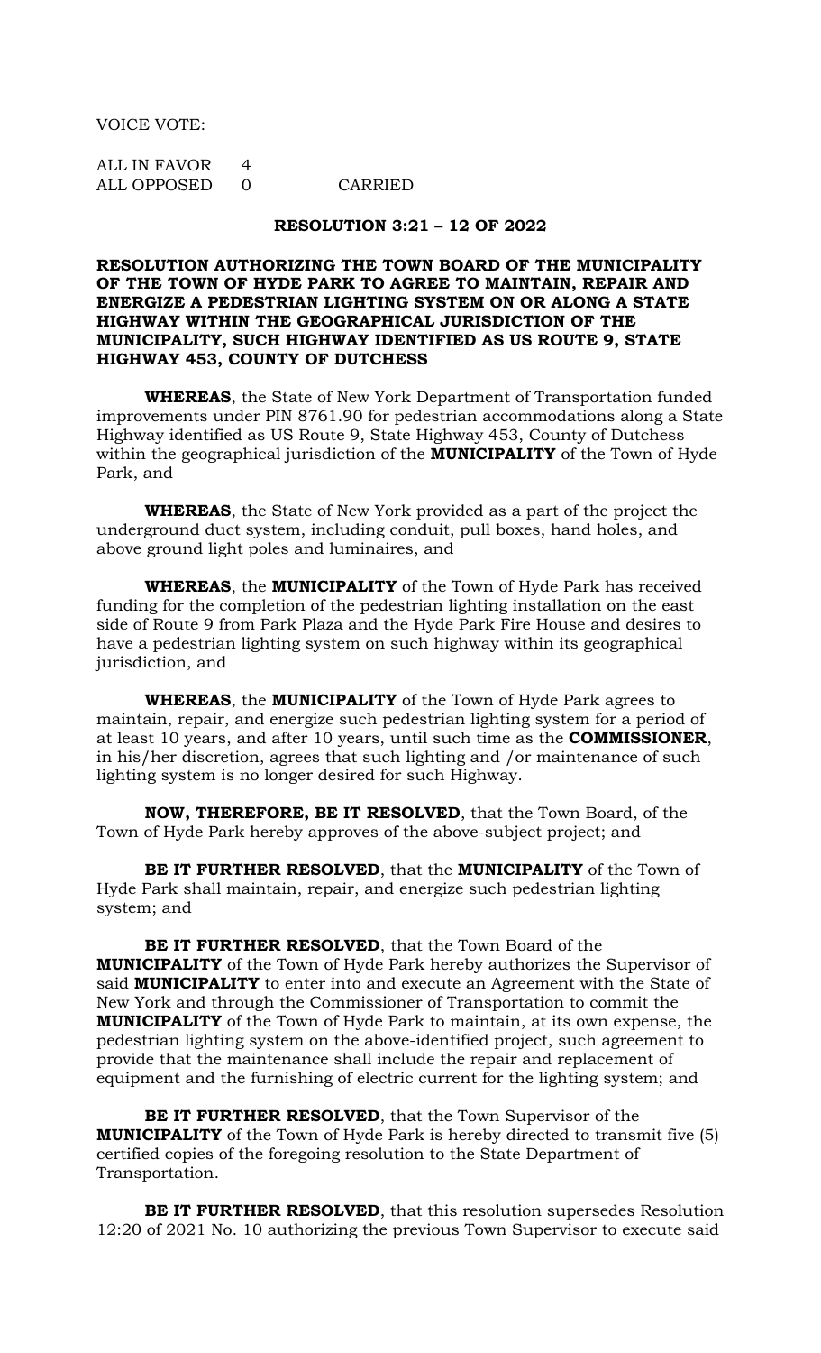VOICE VOTE:

| ALL IN FAVOR | 4 | |
|---|---|---|
| ALL OPPOSED | 0 | CARRIED |

**RESOLUTION 3:21 – 12 OF 2022**

**RESOLUTION AUTHORIZING THE TOWN BOARD OF THE MUNICIPALITY OF THE TOWN OF HYDE PARK TO AGREE TO MAINTAIN, REPAIR AND ENERGIZE A PEDESTRIAN LIGHTING SYSTEM ON OR ALONG A STATE HIGHWAY WITHIN THE GEOGRAPHICAL JURISDICTION OF THE MUNICIPALITY, SUCH HIGHWAY IDENTIFIED AS US ROUTE 9, STATE HIGHWAY 453, COUNTY OF DUTCHESS**

**WHEREAS**, the State of New York Department of Transportation funded improvements under PIN 8761.90 for pedestrian accommodations along a State Highway identified as US Route 9, State Highway 453, County of Dutchess within the geographical jurisdiction of the **MUNICIPALITY** of the Town of Hyde Park, and

**WHEREAS**, the State of New York provided as a part of the project the underground duct system, including conduit, pull boxes, hand holes, and above ground light poles and luminaires, and

**WHEREAS**, the **MUNICIPALITY** of the Town of Hyde Park has received funding for the completion of the pedestrian lighting installation on the east side of Route 9 from Park Plaza and the Hyde Park Fire House and desires to have a pedestrian lighting system on such highway within its geographical jurisdiction, and

**WHEREAS**, the **MUNICIPALITY** of the Town of Hyde Park agrees to maintain, repair, and energize such pedestrian lighting system for a period of at least 10 years, and after 10 years, until such time as the **COMMISSIONER**, in his/her discretion, agrees that such lighting and /or maintenance of such lighting system is no longer desired for such Highway.

**NOW, THEREFORE, BE IT RESOLVED**, that the Town Board, of the Town of Hyde Park hereby approves of the above-subject project; and

**BE IT FURTHER RESOLVED**, that the **MUNICIPALITY** of the Town of Hyde Park shall maintain, repair, and energize such pedestrian lighting system; and

**BE IT FURTHER RESOLVED**, that the Town Board of the **MUNICIPALITY** of the Town of Hyde Park hereby authorizes the Supervisor of said **MUNICIPALITY** to enter into and execute an Agreement with the State of New York and through the Commissioner of Transportation to commit the **MUNICIPALITY** of the Town of Hyde Park to maintain, at its own expense, the pedestrian lighting system on the above-identified project, such agreement to provide that the maintenance shall include the repair and replacement of equipment and the furnishing of electric current for the lighting system; and

**BE IT FURTHER RESOLVED**, that the Town Supervisor of the **MUNICIPALITY** of the Town of Hyde Park is hereby directed to transmit five (5) certified copies of the foregoing resolution to the State Department of Transportation.

**BE IT FURTHER RESOLVED**, that this resolution supersedes Resolution 12:20 of 2021 No. 10 authorizing the previous Town Supervisor to execute said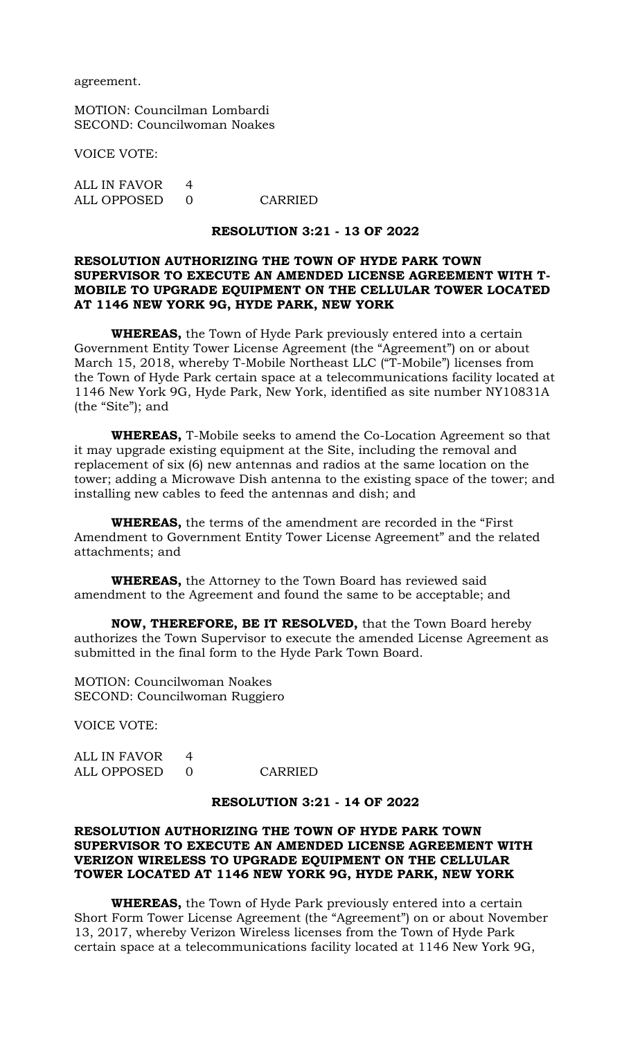agreement.

MOTION: Councilman Lombardi
SECOND: Councilwoman Noakes

VOICE VOTE:

ALL IN FAVOR 4
ALL OPPOSED 0 CARRIED

**RESOLUTION 3:21 - 13 OF 2022**

**RESOLUTION AUTHORIZING THE TOWN OF HYDE PARK TOWN SUPERVISOR TO EXECUTE AN AMENDED LICENSE AGREEMENT WITH T-MOBILE TO UPGRADE EQUIPMENT ON THE CELLULAR TOWER LOCATED AT 1146 NEW YORK 9G, HYDE PARK, NEW YORK**

**WHEREAS,** the Town of Hyde Park previously entered into a certain Government Entity Tower License Agreement (the "Agreement") on or about March 15, 2018, whereby T-Mobile Northeast LLC ("T-Mobile") licenses from the Town of Hyde Park certain space at a telecommunications facility located at 1146 New York 9G, Hyde Park, New York, identified as site number NY10831A (the "Site"); and

**WHEREAS,** T-Mobile seeks to amend the Co-Location Agreement so that it may upgrade existing equipment at the Site, including the removal and replacement of six (6) new antennas and radios at the same location on the tower; adding a Microwave Dish antenna to the existing space of the tower; and installing new cables to feed the antennas and dish; and

**WHEREAS,** the terms of the amendment are recorded in the "First Amendment to Government Entity Tower License Agreement" and the related attachments; and

**WHEREAS,** the Attorney to the Town Board has reviewed said amendment to the Agreement and found the same to be acceptable; and

**NOW, THEREFORE, BE IT RESOLVED,** that the Town Board hereby authorizes the Town Supervisor to execute the amended License Agreement as submitted in the final form to the Hyde Park Town Board.

MOTION: Councilwoman Noakes
SECOND: Councilwoman Ruggiero

VOICE VOTE:

ALL IN FAVOR 4
ALL OPPOSED 0 CARRIED

**RESOLUTION 3:21 - 14 OF 2022**

**RESOLUTION AUTHORIZING THE TOWN OF HYDE PARK TOWN SUPERVISOR TO EXECUTE AN AMENDED LICENSE AGREEMENT WITH VERIZON WIRELESS TO UPGRADE EQUIPMENT ON THE CELLULAR TOWER LOCATED AT 1146 NEW YORK 9G, HYDE PARK, NEW YORK**

**WHEREAS,** the Town of Hyde Park previously entered into a certain Short Form Tower License Agreement (the "Agreement") on or about November 13, 2017, whereby Verizon Wireless licenses from the Town of Hyde Park certain space at a telecommunications facility located at 1146 New York 9G,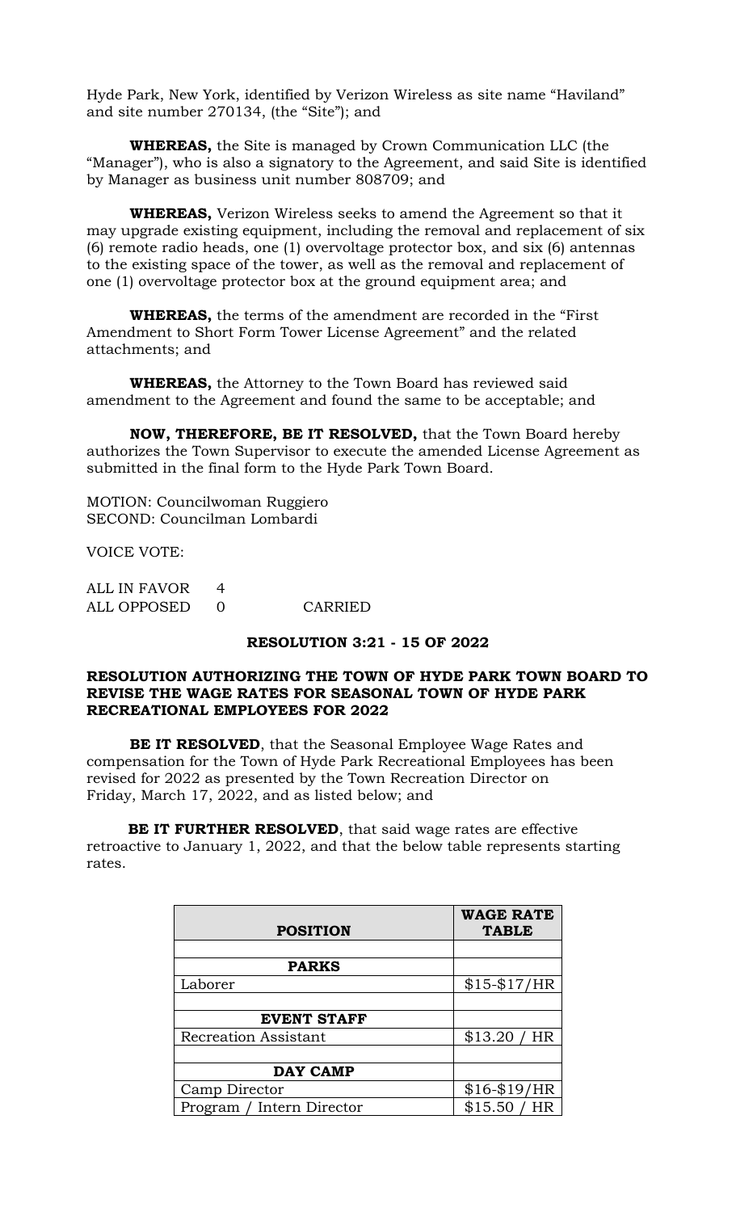Hyde Park, New York, identified by Verizon Wireless as site name "Haviland" and site number 270134, (the "Site"); and

**WHEREAS,** the Site is managed by Crown Communication LLC (the "Manager"), who is also a signatory to the Agreement, and said Site is identified by Manager as business unit number 808709; and

**WHEREAS,** Verizon Wireless seeks to amend the Agreement so that it may upgrade existing equipment, including the removal and replacement of six (6) remote radio heads, one (1) overvoltage protector box, and six (6) antennas to the existing space of the tower, as well as the removal and replacement of one (1) overvoltage protector box at the ground equipment area; and

**WHEREAS,** the terms of the amendment are recorded in the "First Amendment to Short Form Tower License Agreement" and the related attachments; and

**WHEREAS,** the Attorney to the Town Board has reviewed said amendment to the Agreement and found the same to be acceptable; and

**NOW, THEREFORE, BE IT RESOLVED,** that the Town Board hereby authorizes the Town Supervisor to execute the amended License Agreement as submitted in the final form to the Hyde Park Town Board.

MOTION: Councilwoman Ruggiero
SECOND: Councilman Lombardi

VOICE VOTE:

ALL IN FAVOR 4
ALL OPPOSED 0 CARRIED

**RESOLUTION 3:21 - 15 OF 2022**

**RESOLUTION AUTHORIZING THE TOWN OF HYDE PARK TOWN BOARD TO REVISE THE WAGE RATES FOR SEASONAL TOWN OF HYDE PARK RECREATIONAL EMPLOYEES FOR 2022**

**BE IT RESOLVED**, that the Seasonal Employee Wage Rates and compensation for the Town of Hyde Park Recreational Employees has been revised for 2022 as presented by the Town Recreation Director on Friday, March 17, 2022, and as listed below; and

**BE IT FURTHER RESOLVED**, that said wage rates are effective retroactive to January 1, 2022, and that the below table represents starting rates.

| POSITION | WAGE RATE TABLE |
|---|---|
| | |
| **PARKS** | |
| Laborer | $15-$17/HR |
| | |
| **EVENT STAFF** | |
| Recreation Assistant | $13.20 / HR |
| | |
| **DAY CAMP** | |
| Camp Director | $16-$19/HR |
| Program / Intern Director | $15.50 / HR |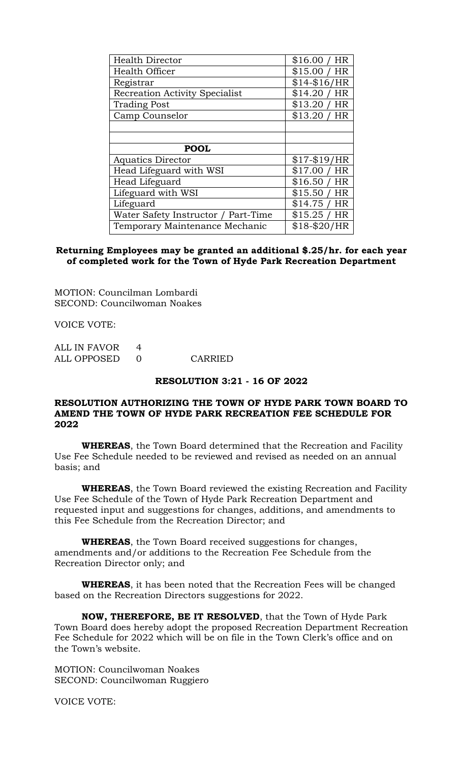| | |
|---|---|
| Health Director | $16.00 / HR |
| Health Officer | $15.00 / HR |
| Registrar | $14-$16/HR |
| Recreation Activity Specialist | $14.20 / HR |
| Trading Post | $13.20 / HR |
| Camp Counselor | $13.20 / HR |
| | |
| | |
| **POOL** | |
| Aquatics Director | $17-$19/HR |
| Head Lifeguard with WSI | $17.00 / HR |
| Head Lifeguard | $16.50 / HR |
| Lifeguard with WSI | $15.50 / HR |
| Lifeguard | $14.75 / HR |
| Water Safety Instructor / Part-Time | $15.25 / HR |
| Temporary Maintenance Mechanic | $18-$20/HR |

**Returning Employees may be granted an additional $.25/hr. for each year of completed work for the Town of Hyde Park Recreation Department**

MOTION: Councilman Lombardi
SECOND: Councilwoman Noakes

VOICE VOTE:

ALL IN FAVOR 4
ALL OPPOSED 0 CARRIED

**RESOLUTION 3:21 - 16 OF 2022**

**RESOLUTION AUTHORIZING THE TOWN OF HYDE PARK TOWN BOARD TO AMEND THE TOWN OF HYDE PARK RECREATION FEE SCHEDULE FOR 2022**

**WHEREAS**, the Town Board determined that the Recreation and Facility Use Fee Schedule needed to be reviewed and revised as needed on an annual basis; and

**WHEREAS**, the Town Board reviewed the existing Recreation and Facility Use Fee Schedule of the Town of Hyde Park Recreation Department and requested input and suggestions for changes, additions, and amendments to this Fee Schedule from the Recreation Director; and

**WHEREAS**, the Town Board received suggestions for changes, amendments and/or additions to the Recreation Fee Schedule from the Recreation Director only; and

**WHEREAS**, it has been noted that the Recreation Fees will be changed based on the Recreation Directors suggestions for 2022.

**NOW, THEREFORE, BE IT RESOLVED**, that the Town of Hyde Park Town Board does hereby adopt the proposed Recreation Department Recreation Fee Schedule for 2022 which will be on file in the Town Clerk's office and on the Town's website.

MOTION: Councilwoman Noakes
SECOND: Councilwoman Ruggiero

VOICE VOTE: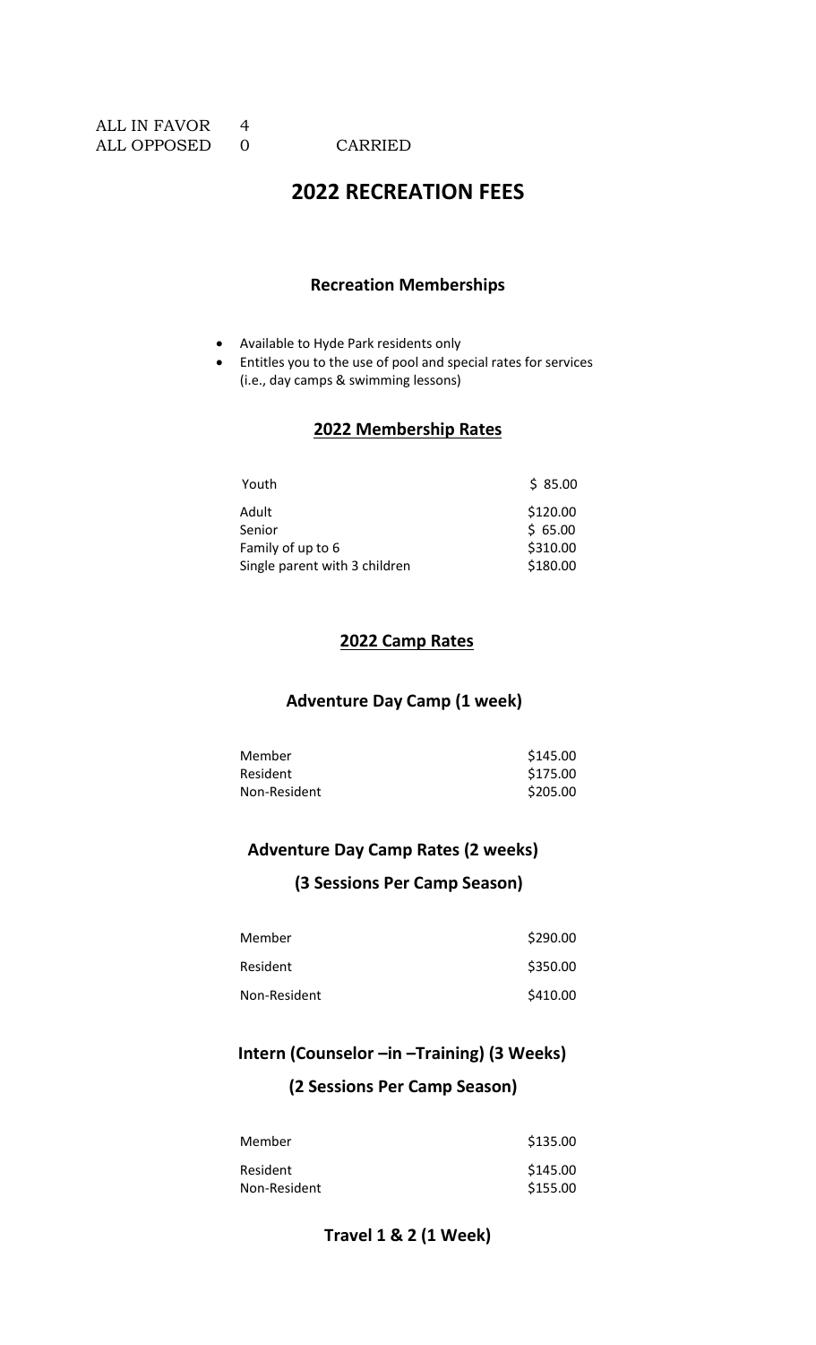| | | |
|---|---|---|
| ALL IN FAVOR | 4 | |
| ALL OPPOSED | 0 | CARRIED |

# 2022 RECREATION FEES

## Recreation Memberships

- Available to Hyde Park residents only
- Entitles you to the use of pool and special rates for services (i.e., day camps & swimming lessons)

## 2022 Membership Rates

| | |
|---|---|
| Youth | $ 85.00 |
| Adult | $120.00 |
| Senior | $ 65.00 |
| Family of up to 6 | $310.00 |
| Single parent with 3 children | $180.00 |

## 2022 Camp Rates

### Adventure Day Camp (1 week)

| | |
|---|---|
| Member | $145.00 |
| Resident | $175.00 |
| Non-Resident | $205.00 |

### Adventure Day Camp Rates (2 weeks)

### (3 Sessions Per Camp Season)

| | |
|---|---|
| Member | $290.00 |
| Resident | $350.00 |
| Non-Resident | $410.00 |

### Intern (Counselor –in –Training) (3 Weeks)

### (2 Sessions Per Camp Season)

| | |
|---|---|
| Member | $135.00 |
| Resident | $145.00 |
| Non-Resident | $155.00 |

### Travel 1 & 2 (1 Week)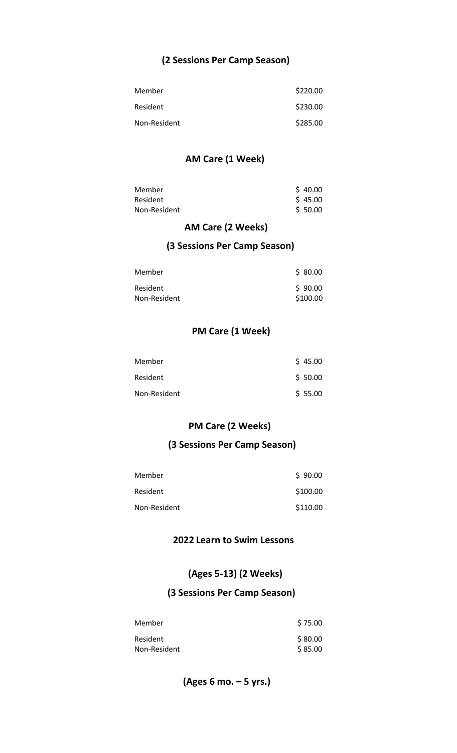### (2 Sessions Per Camp Season)

| | |
|---|---|
| Member | $220.00 |
| Resident | $230.00 |
| Non-Resident | $285.00 |

### AM Care (1 Week)

| | |
|---|---|
| Member | $ 40.00 |
| Resident | $ 45.00 |
| Non-Resident | $ 50.00 |

### AM Care (2 Weeks)

### (3 Sessions Per Camp Season)

| | |
|---|---|
| Member | $ 80.00 |
| Resident | $ 90.00 |
| Non-Resident | $100.00 |

### PM Care (1 Week)

| | |
|---|---|
| Member | $ 45.00 |
| Resident | $ 50.00 |
| Non-Resident | $ 55.00 |

### PM Care (2 Weeks)

### (3 Sessions Per Camp Season)

| | |
|---|---|
| Member | $ 90.00 |
| Resident | $100.00 |
| Non-Resident | $110.00 |

### 2022 Learn to Swim Lessons

### (Ages 5-13) (2 Weeks)

### (3 Sessions Per Camp Season)

| | |
|---|---|
| Member | $ 75.00 |
| Resident | $ 80.00 |
| Non-Resident | $ 85.00 |

### (Ages 6 mo. – 5 yrs.)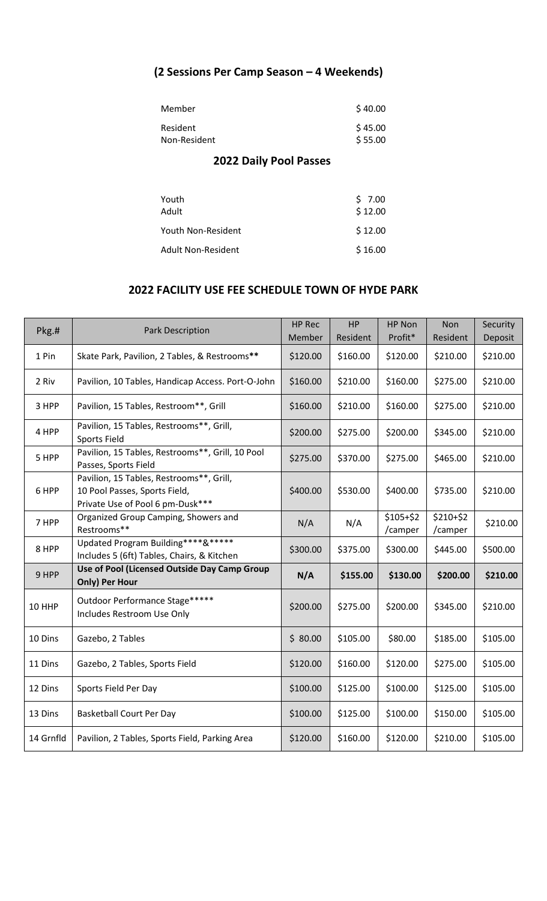## (2 Sessions Per Camp Season – 4 Weekends)

| | |
|---|---|
| Member | $ 40.00 |
| Resident | $ 45.00 |
| Non-Resident | $ 55.00 |

## 2022 Daily Pool Passes

| | |
|---|---|
| Youth | $ 7.00 |
| Adult | $ 12.00 |
| Youth Non-Resident | $ 12.00 |
| Adult Non-Resident | $ 16.00 |

## 2022 FACILITY USE FEE SCHEDULE TOWN OF HYDE PARK

| Pkg.# | Park Description | HP Rec Member | HP Resident | HP Non Profit* | Non Resident | Security Deposit |
|---|---|---|---|---|---|---|
| 1 Pin | Skate Park, Pavilion, 2 Tables, & Restrooms** | $120.00 | $160.00 | $120.00 | $210.00 | $210.00 |
| 2 Riv | Pavilion, 10 Tables, Handicap Access. Port-O-John | $160.00 | $210.00 | $160.00 | $275.00 | $210.00 |
| 3 HPP | Pavilion, 15 Tables, Restroom**, Grill | $160.00 | $210.00 | $160.00 | $275.00 | $210.00 |
| 4 HPP | Pavilion, 15 Tables, Restrooms**, Grill, Sports Field | $200.00 | $275.00 | $200.00 | $345.00 | $210.00 |
| 5 HPP | Pavilion, 15 Tables, Restrooms**, Grill, 10 Pool Passes, Sports Field | $275.00 | $370.00 | $275.00 | $465.00 | $210.00 |
| 6 HPP | Pavilion, 15 Tables, Restrooms**, Grill, 10 Pool Passes, Sports Field, Private Use of Pool 6 pm-Dusk*** | $400.00 | $530.00 | $400.00 | $735.00 | $210.00 |
| 7 HPP | Organized Group Camping, Showers and Restrooms** | N/A | N/A | $105+$2 /camper | $210+$2 /camper | $210.00 |
| 8 HPP | Updated Program Building****&***** Includes 5 (6ft) Tables, Chairs, & Kitchen | $300.00 | $375.00 | $300.00 | $445.00 | $500.00 |
| **9 HPP** | **Use of Pool (Licensed Outside Day Camp Group Only) Per Hour** | **N/A** | **$155.00** | **$130.00** | **$200.00** | **$210.00** |
| 10 HHP | Outdoor Performance Stage***** Includes Restroom Use Only | $200.00 | $275.00 | $200.00 | $345.00 | $210.00 |
| 10 Dins | Gazebo, 2 Tables | $ 80.00 | $105.00 | $80.00 | $185.00 | $105.00 |
| 11 Dins | Gazebo, 2 Tables, Sports Field | $120.00 | $160.00 | $120.00 | $275.00 | $105.00 |
| 12 Dins | Sports Field Per Day | $100.00 | $125.00 | $100.00 | $125.00 | $105.00 |
| 13 Dins | Basketball Court Per Day | $100.00 | $125.00 | $100.00 | $150.00 | $105.00 |
| 14 Grnfld | Pavilion, 2 Tables, Sports Field, Parking Area | $120.00 | $160.00 | $120.00 | $210.00 | $105.00 |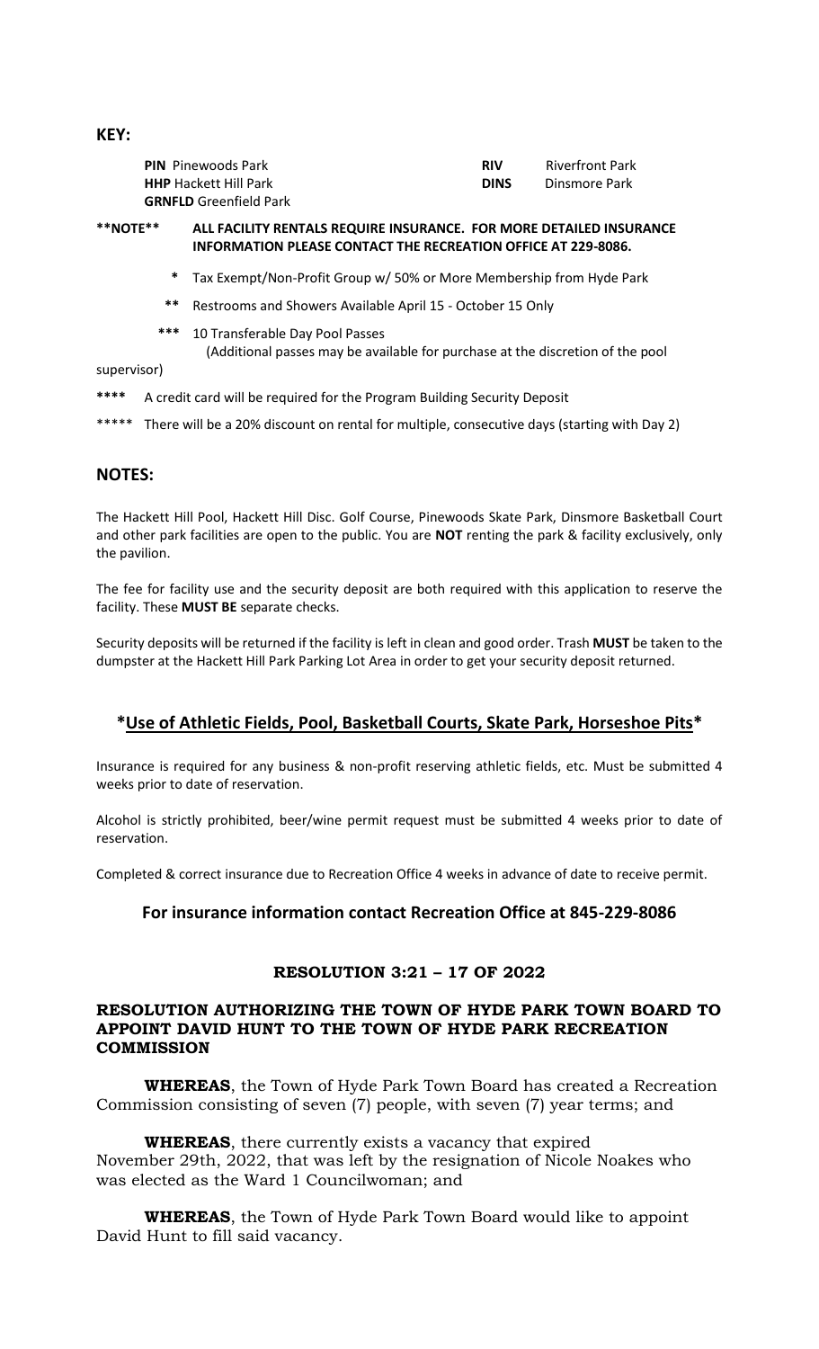**KEY:**

| | | | |
|---|---|---|---|
| **PIN** Pinewoods Park | | **RIV** | Riverfront Park |
| **HHP** Hackett Hill Park | | **DINS** | Dinsmore Park |
| **GRNFLD** Greenfield Park | | | |

**\*\*NOTE\*\*** **ALL FACILITY RENTALS REQUIRE INSURANCE. FOR MORE DETAILED INSURANCE INFORMATION PLEASE CONTACT THE RECREATION OFFICE AT 229-8086.**

* Tax Exempt/Non-Profit Group w/ 50% or More Membership from Hyde Park

** Restrooms and Showers Available April 15 - October 15 Only

*** 10 Transferable Day Pool Passes
(Additional passes may be available for purchase at the discretion of the pool supervisor)

**** A credit card will be required for the Program Building Security Deposit

***** There will be a 20% discount on rental for multiple, consecutive days (starting with Day 2)

## NOTES:

The Hackett Hill Pool, Hackett Hill Disc. Golf Course, Pinewoods Skate Park, Dinsmore Basketball Court and other park facilities are open to the public. You are **NOT** renting the park & facility exclusively, only the pavilion.

The fee for facility use and the security deposit are both required with this application to reserve the facility. These **MUST BE** separate checks.

Security deposits will be returned if the facility is left in clean and good order. Trash **MUST** be taken to the dumpster at the Hackett Hill Park Parking Lot Area in order to get your security deposit returned.

## *Use of Athletic Fields, Pool, Basketball Courts, Skate Park, Horseshoe Pits*

Insurance is required for any business & non-profit reserving athletic fields, etc. Must be submitted 4 weeks prior to date of reservation.

Alcohol is strictly prohibited, beer/wine permit request must be submitted 4 weeks prior to date of reservation.

Completed & correct insurance due to Recreation Office 4 weeks in advance of date to receive permit.

### For insurance information contact Recreation Office at 845-229-8086

## RESOLUTION 3:21 – 17 OF 2022

### RESOLUTION AUTHORIZING THE TOWN OF HYDE PARK TOWN BOARD TO APPOINT DAVID HUNT TO THE TOWN OF HYDE PARK RECREATION COMMISSION

**WHEREAS**, the Town of Hyde Park Town Board has created a Recreation Commission consisting of seven (7) people, with seven (7) year terms; and

**WHEREAS**, there currently exists a vacancy that expired November 29th, 2022, that was left by the resignation of Nicole Noakes who was elected as the Ward 1 Councilwoman; and

**WHEREAS**, the Town of Hyde Park Town Board would like to appoint David Hunt to fill said vacancy.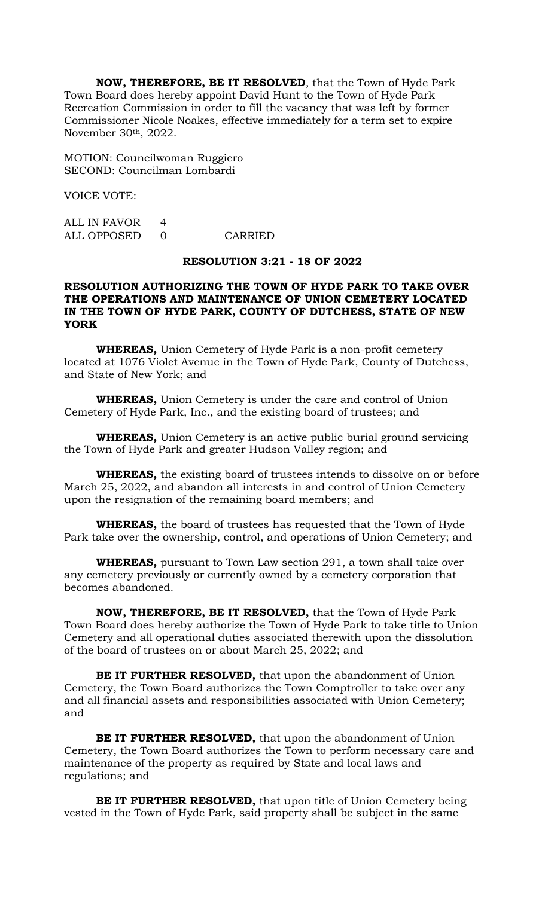**NOW, THEREFORE, BE IT RESOLVED**, that the Town of Hyde Park Town Board does hereby appoint David Hunt to the Town of Hyde Park Recreation Commission in order to fill the vacancy that was left by former Commissioner Nicole Noakes, effective immediately for a term set to expire November 30th, 2022.

MOTION: Councilwoman Ruggiero
SECOND: Councilman Lombardi

VOICE VOTE:

ALL IN FAVOR 4
ALL OPPOSED 0 CARRIED

**RESOLUTION 3:21 - 18 OF 2022**

**RESOLUTION AUTHORIZING THE TOWN OF HYDE PARK TO TAKE OVER THE OPERATIONS AND MAINTENANCE OF UNION CEMETERY LOCATED IN THE TOWN OF HYDE PARK, COUNTY OF DUTCHESS, STATE OF NEW YORK**

**WHEREAS,** Union Cemetery of Hyde Park is a non-profit cemetery located at 1076 Violet Avenue in the Town of Hyde Park, County of Dutchess, and State of New York; and

**WHEREAS,** Union Cemetery is under the care and control of Union Cemetery of Hyde Park, Inc., and the existing board of trustees; and

**WHEREAS,** Union Cemetery is an active public burial ground servicing the Town of Hyde Park and greater Hudson Valley region; and

**WHEREAS,** the existing board of trustees intends to dissolve on or before March 25, 2022, and abandon all interests in and control of Union Cemetery upon the resignation of the remaining board members; and

**WHEREAS,** the board of trustees has requested that the Town of Hyde Park take over the ownership, control, and operations of Union Cemetery; and

**WHEREAS,** pursuant to Town Law section 291, a town shall take over any cemetery previously or currently owned by a cemetery corporation that becomes abandoned.

**NOW, THEREFORE, BE IT RESOLVED,** that the Town of Hyde Park Town Board does hereby authorize the Town of Hyde Park to take title to Union Cemetery and all operational duties associated therewith upon the dissolution of the board of trustees on or about March 25, 2022; and

**BE IT FURTHER RESOLVED,** that upon the abandonment of Union Cemetery, the Town Board authorizes the Town Comptroller to take over any and all financial assets and responsibilities associated with Union Cemetery; and

**BE IT FURTHER RESOLVED,** that upon the abandonment of Union Cemetery, the Town Board authorizes the Town to perform necessary care and maintenance of the property as required by State and local laws and regulations; and

**BE IT FURTHER RESOLVED,** that upon title of Union Cemetery being vested in the Town of Hyde Park, said property shall be subject in the same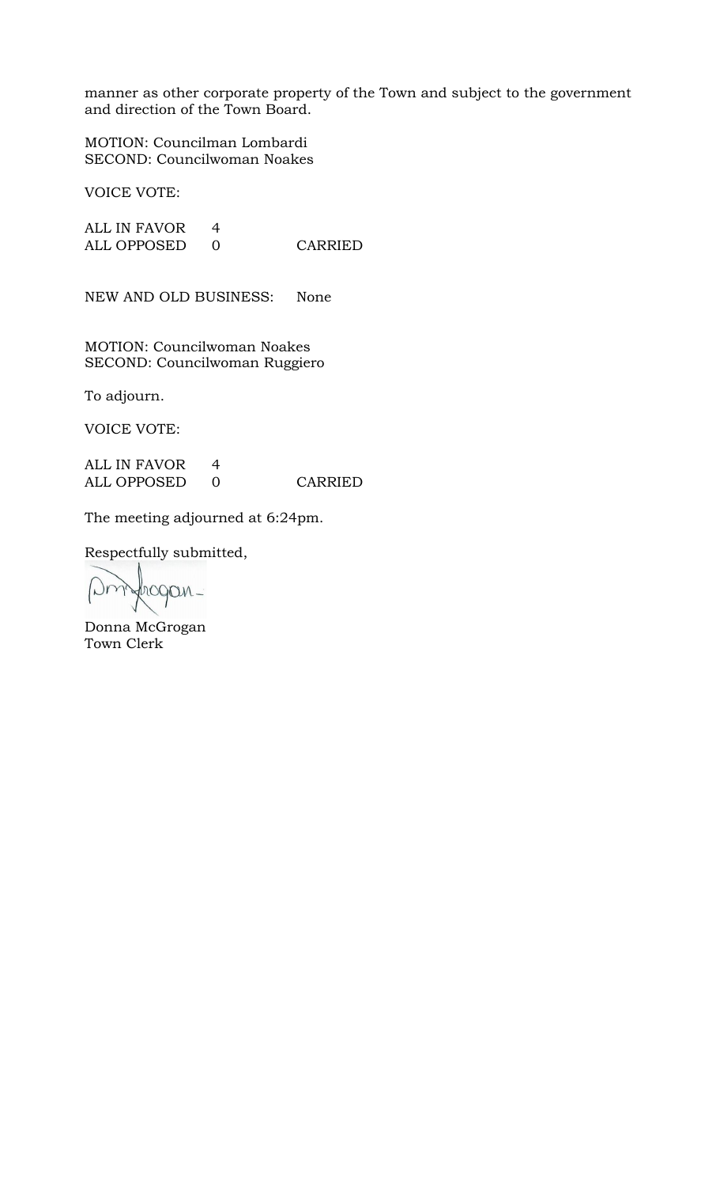manner as other corporate property of the Town and subject to the government and direction of the Town Board.

MOTION: Councilman Lombardi
SECOND: Councilwoman Noakes

VOICE VOTE:

| | | |
|---|---|---|
| ALL IN FAVOR | 4 | |
| ALL OPPOSED | 0 | CARRIED |

NEW AND OLD BUSINESS: None

MOTION: Councilwoman Noakes
SECOND: Councilwoman Ruggiero

To adjourn.

VOICE VOTE:

| | | |
|---|---|---|
| ALL IN FAVOR | 4 | |
| ALL OPPOSED | 0 | CARRIED |

The meeting adjourned at 6:24pm.

Respectfully submitted,

Donna McGrogan
Town Clerk